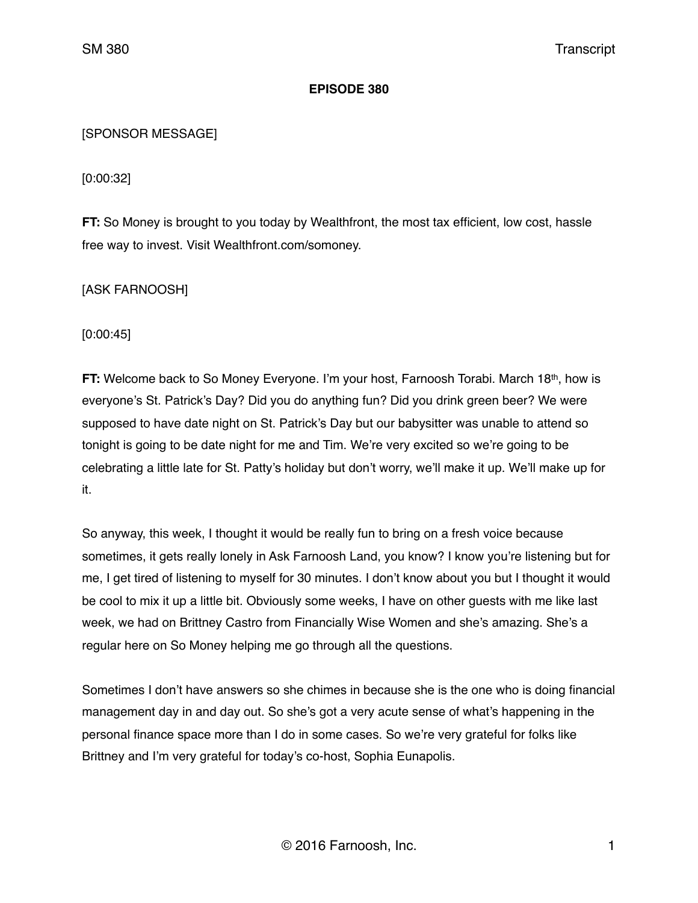**EPISODE 380**

[SPONSOR MESSAGE]

[0:00:32]

**FT:** So Money is brought to you today by Wealthfront, the most tax efficient, low cost, hassle free way to invest. Visit Wealthfront.com/somoney.

[ASK FARNOOSH]

[0:00:45]

**FT:** Welcome back to So Money Everyone. I'm your host, Farnoosh Torabi. March 18th, how is everyone's St. Patrick's Day? Did you do anything fun? Did you drink green beer? We were supposed to have date night on St. Patrick's Day but our babysitter was unable to attend so tonight is going to be date night for me and Tim. We're very excited so we're going to be celebrating a little late for St. Patty's holiday but don't worry, we'll make it up. We'll make up for it.

So anyway, this week, I thought it would be really fun to bring on a fresh voice because sometimes, it gets really lonely in Ask Farnoosh Land, you know? I know you're listening but for me, I get tired of listening to myself for 30 minutes. I don't know about you but I thought it would be cool to mix it up a little bit. Obviously some weeks, I have on other guests with me like last week, we had on Brittney Castro from Financially Wise Women and she's amazing. She's a regular here on So Money helping me go through all the questions.

Sometimes I don't have answers so she chimes in because she is the one who is doing financial management day in and day out. So she's got a very acute sense of what's happening in the personal finance space more than I do in some cases. So we're very grateful for folks like Brittney and I'm very grateful for today's co-host, Sophia Eunapolis.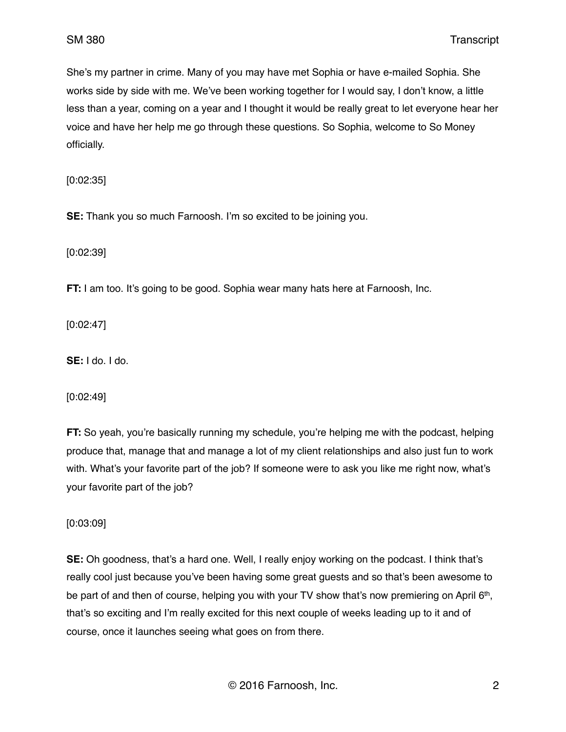She's my partner in crime. Many of you may have met Sophia or have e-mailed Sophia. She works side by side with me. We've been working together for I would say, I don't know, a little less than a year, coming on a year and I thought it would be really great to let everyone hear her voice and have her help me go through these questions. So Sophia, welcome to So Money officially.

[0:02:35]

**SE:** Thank you so much Farnoosh. I'm so excited to be joining you.

[0:02:39]

**FT:** I am too. It's going to be good. Sophia wear many hats here at Farnoosh, Inc.

[0:02:47]

**SE:** I do. I do.

[0:02:49]

**FT:** So yeah, you're basically running my schedule, you're helping me with the podcast, helping produce that, manage that and manage a lot of my client relationships and also just fun to work with. What's your favorite part of the job? If someone were to ask you like me right now, what's your favorite part of the job?

[0:03:09]

**SE:** Oh goodness, that's a hard one. Well, I really enjoy working on the podcast. I think that's really cool just because you've been having some great guests and so that's been awesome to be part of and then of course, helping you with your TV show that's now premiering on April 6th, that's so exciting and I'm really excited for this next couple of weeks leading up to it and of course, once it launches seeing what goes on from there.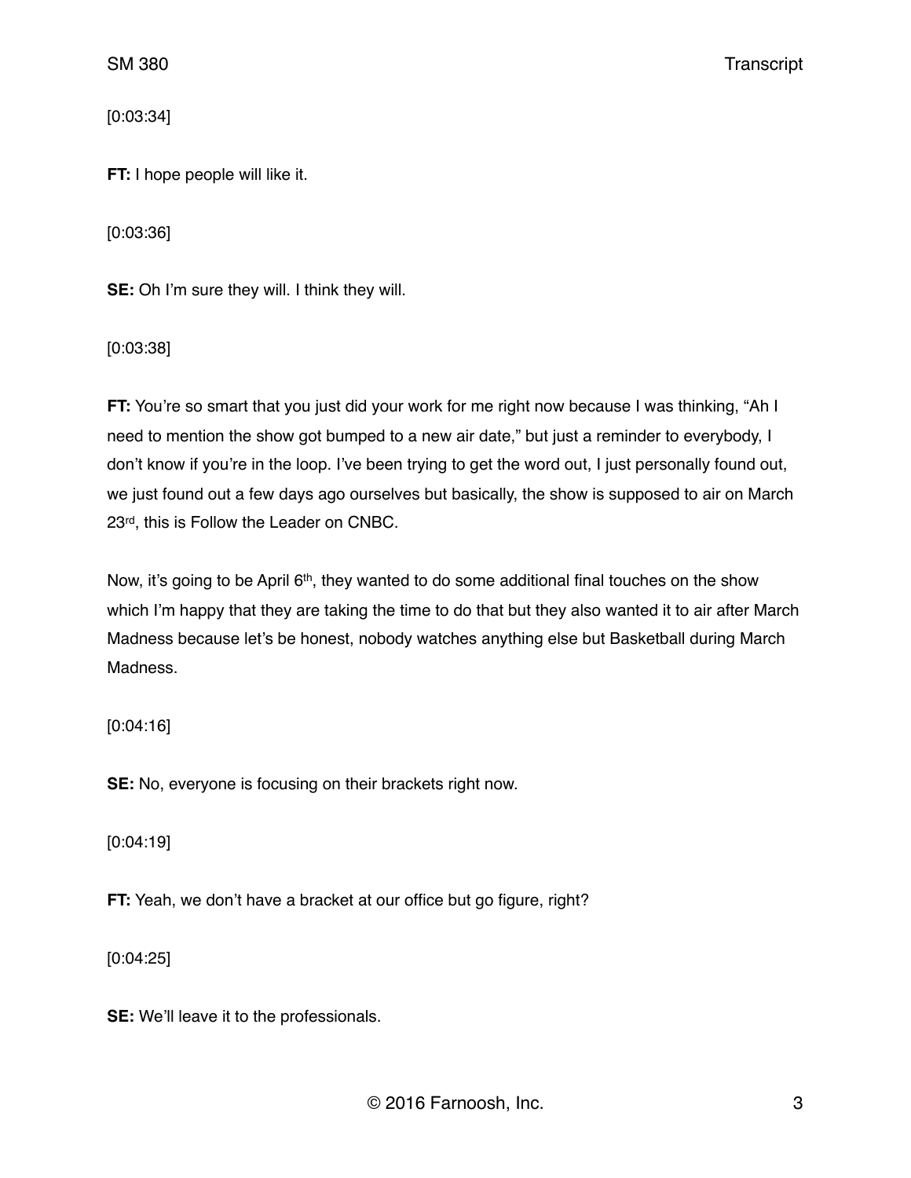[0:03:34]

**FT:** I hope people will like it.

[0:03:36]

**SE:** Oh I'm sure they will. I think they will.

[0:03:38]

**FT:** You're so smart that you just did your work for me right now because I was thinking, "Ah I need to mention the show got bumped to a new air date," but just a reminder to everybody, I don't know if you're in the loop. I've been trying to get the word out, I just personally found out, we just found out a few days ago ourselves but basically, the show is supposed to air on March 23rd, this is Follow the Leader on CNBC.

Now, it's going to be April 6th, they wanted to do some additional final touches on the show which I'm happy that they are taking the time to do that but they also wanted it to air after March Madness because let's be honest, nobody watches anything else but Basketball during March Madness.

[0:04:16]

**SE:** No, everyone is focusing on their brackets right now.

[0:04:19]

**FT:** Yeah, we don't have a bracket at our office but go figure, right?

[0:04:25]

**SE:** We'll leave it to the professionals.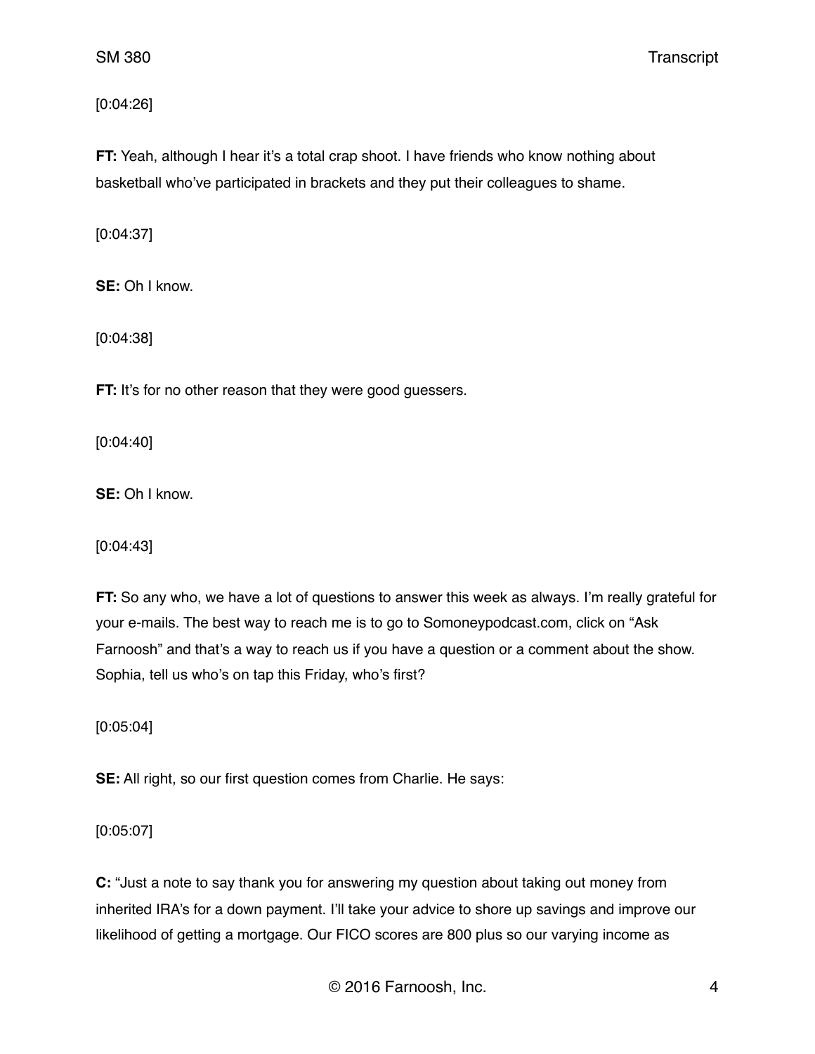[0:04:26]

**FT:** Yeah, although I hear it's a total crap shoot. I have friends who know nothing about basketball who've participated in brackets and they put their colleagues to shame.

[0:04:37]

**SE:** Oh I know.

[0:04:38]

**FT:** It's for no other reason that they were good guessers.

[0:04:40]

**SE:** Oh I know.

[0:04:43]

**FT:** So any who, we have a lot of questions to answer this week as always. I'm really grateful for your e-mails. The best way to reach me is to go to Somoneypodcast.com, click on "Ask Farnoosh" and that's a way to reach us if you have a question or a comment about the show. Sophia, tell us who's on tap this Friday, who's first?

[0:05:04]

**SE:** All right, so our first question comes from Charlie. He says:

[0:05:07]

**C:** "Just a note to say thank you for answering my question about taking out money from inherited IRA's for a down payment. I'll take your advice to shore up savings and improve our likelihood of getting a mortgage. Our FICO scores are 800 plus so our varying income as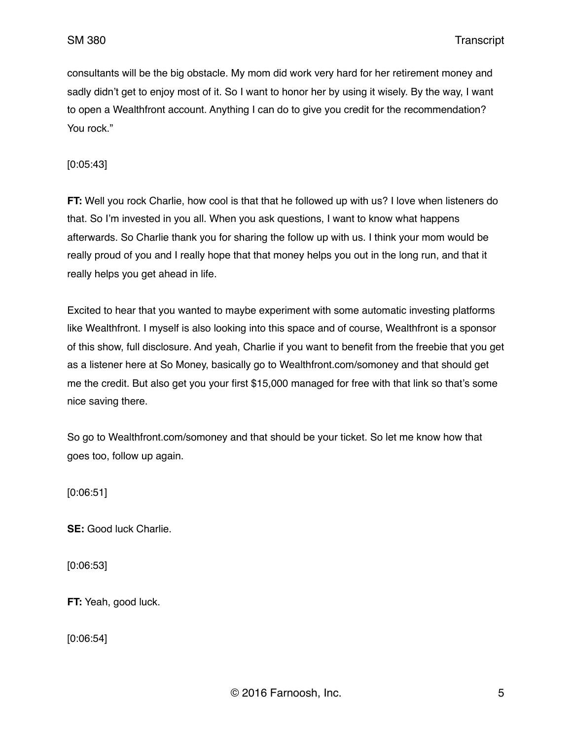consultants will be the big obstacle. My mom did work very hard for her retirement money and sadly didn't get to enjoy most of it. So I want to honor her by using it wisely. By the way, I want to open a Wealthfront account. Anything I can do to give you credit for the recommendation? You rock."

[0:05:43]

**FT:** Well you rock Charlie, how cool is that that he followed up with us? I love when listeners do that. So I'm invested in you all. When you ask questions, I want to know what happens afterwards. So Charlie thank you for sharing the follow up with us. I think your mom would be really proud of you and I really hope that that money helps you out in the long run, and that it really helps you get ahead in life.

Excited to hear that you wanted to maybe experiment with some automatic investing platforms like Wealthfront. I myself is also looking into this space and of course, Wealthfront is a sponsor of this show, full disclosure. And yeah, Charlie if you want to benefit from the freebie that you get as a listener here at So Money, basically go to Wealthfront.com/somoney and that should get me the credit. But also get you your first $15,000 managed for free with that link so that's some nice saving there.

So go to Wealthfront.com/somoney and that should be your ticket. So let me know how that goes too, follow up again.

[0:06:51]

**SE:** Good luck Charlie.

[0:06:53]

**FT:** Yeah, good luck.

[0:06:54]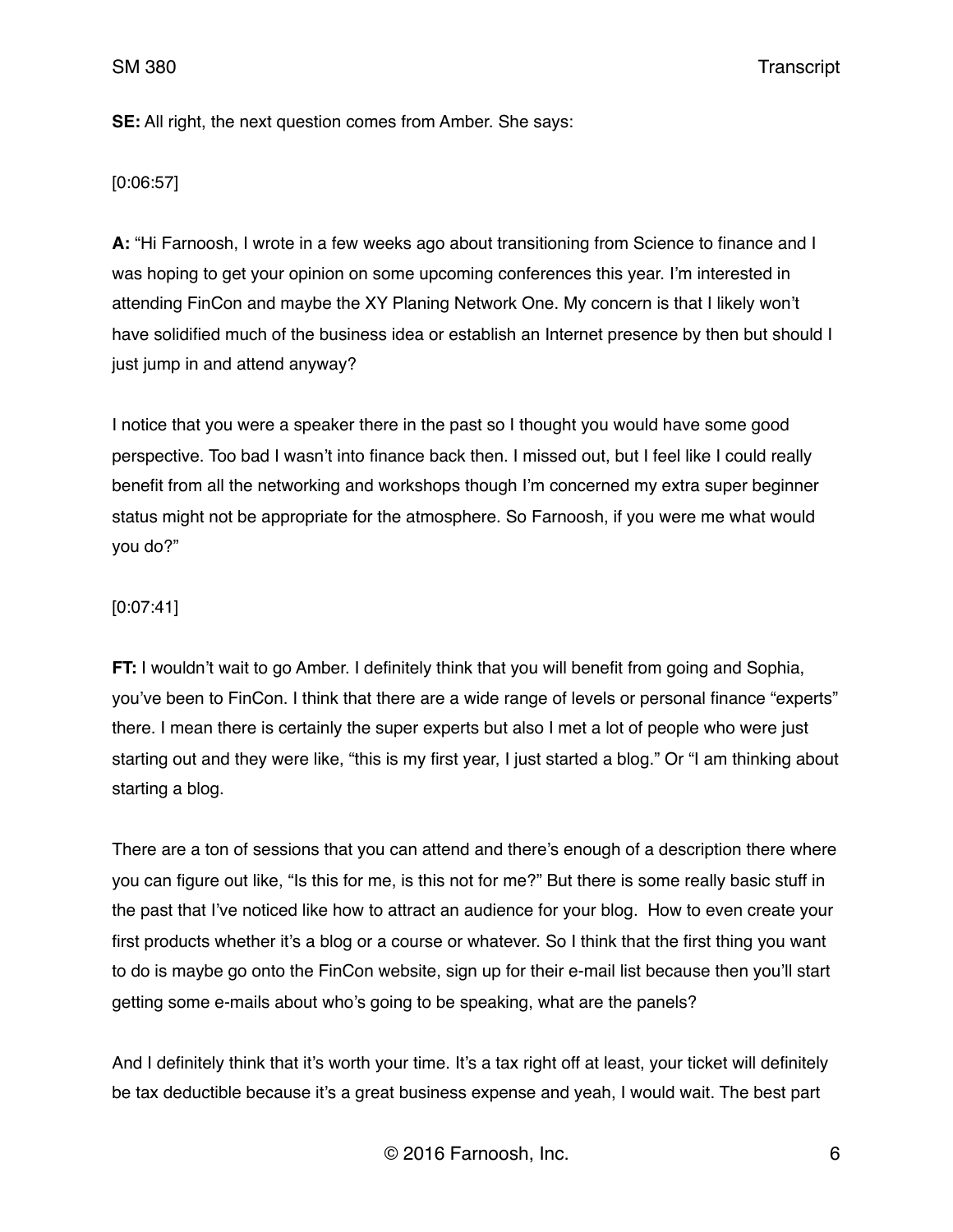**SE:** All right, the next question comes from Amber. She says:

[0:06:57]

**A:** “Hi Farnoosh, I wrote in a few weeks ago about transitioning from Science to finance and I was hoping to get your opinion on some upcoming conferences this year. I’m interested in attending FinCon and maybe the XY Planing Network One. My concern is that I likely won’t have solidified much of the business idea or establish an Internet presence by then but should I just jump in and attend anyway?

I notice that you were a speaker there in the past so I thought you would have some good perspective. Too bad I wasn’t into finance back then. I missed out, but I feel like I could really benefit from all the networking and workshops though I’m concerned my extra super beginner status might not be appropriate for the atmosphere. So Farnoosh, if you were me what would you do?”

[0:07:41]

**FT:** I wouldn’t wait to go Amber. I definitely think that you will benefit from going and Sophia, you’ve been to FinCon. I think that there are a wide range of levels or personal finance “experts” there. I mean there is certainly the super experts but also I met a lot of people who were just starting out and they were like, “this is my first year, I just started a blog.” Or “I am thinking about starting a blog.

There are a ton of sessions that you can attend and there’s enough of a description there where you can figure out like, “Is this for me, is this not for me?” But there is some really basic stuff in the past that I’ve noticed like how to attract an audience for your blog. How to even create your first products whether it’s a blog or a course or whatever. So I think that the first thing you want to do is maybe go onto the FinCon website, sign up for their e-mail list because then you’ll start getting some e-mails about who’s going to be speaking, what are the panels?

And I definitely think that it’s worth your time. It’s a tax right off at least, your ticket will definitely be tax deductible because it’s a great business expense and yeah, I would wait. The best part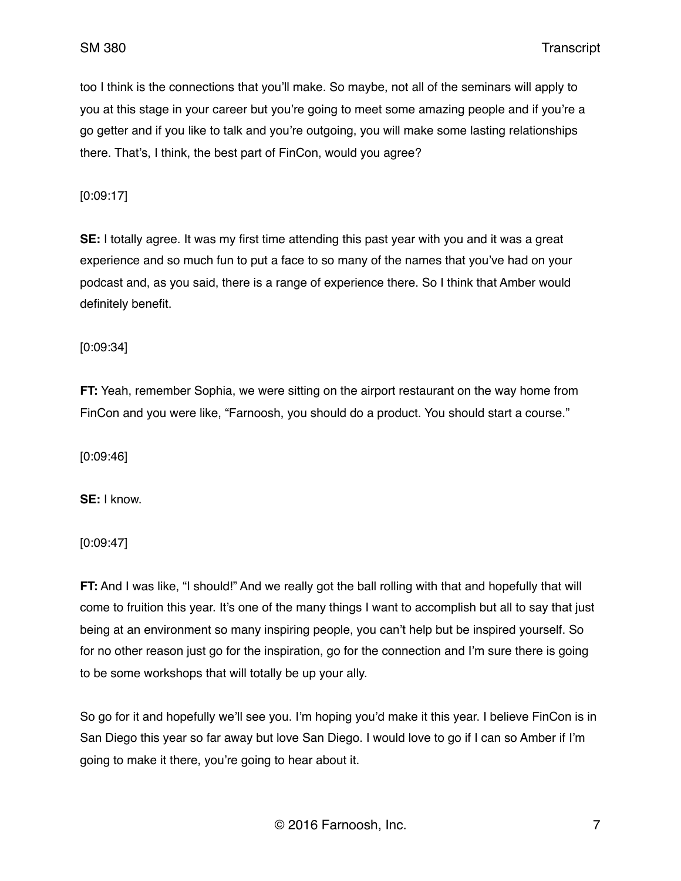too I think is the connections that you'll make. So maybe, not all of the seminars will apply to you at this stage in your career but you're going to meet some amazing people and if you're a go getter and if you like to talk and you're outgoing, you will make some lasting relationships there. That's, I think, the best part of FinCon, would you agree?

[0:09:17]

**SE:** I totally agree. It was my first time attending this past year with you and it was a great experience and so much fun to put a face to so many of the names that you've had on your podcast and, as you said, there is a range of experience there. So I think that Amber would definitely benefit.

[0:09:34]

**FT:** Yeah, remember Sophia, we were sitting on the airport restaurant on the way home from FinCon and you were like, "Farnoosh, you should do a product. You should start a course."

[0:09:46]

**SE:** I know.

[0:09:47]

**FT:** And I was like, "I should!" And we really got the ball rolling with that and hopefully that will come to fruition this year. It's one of the many things I want to accomplish but all to say that just being at an environment so many inspiring people, you can't help but be inspired yourself. So for no other reason just go for the inspiration, go for the connection and I'm sure there is going to be some workshops that will totally be up your ally.

So go for it and hopefully we'll see you. I'm hoping you'd make it this year. I believe FinCon is in San Diego this year so far away but love San Diego. I would love to go if I can so Amber if I'm going to make it there, you're going to hear about it.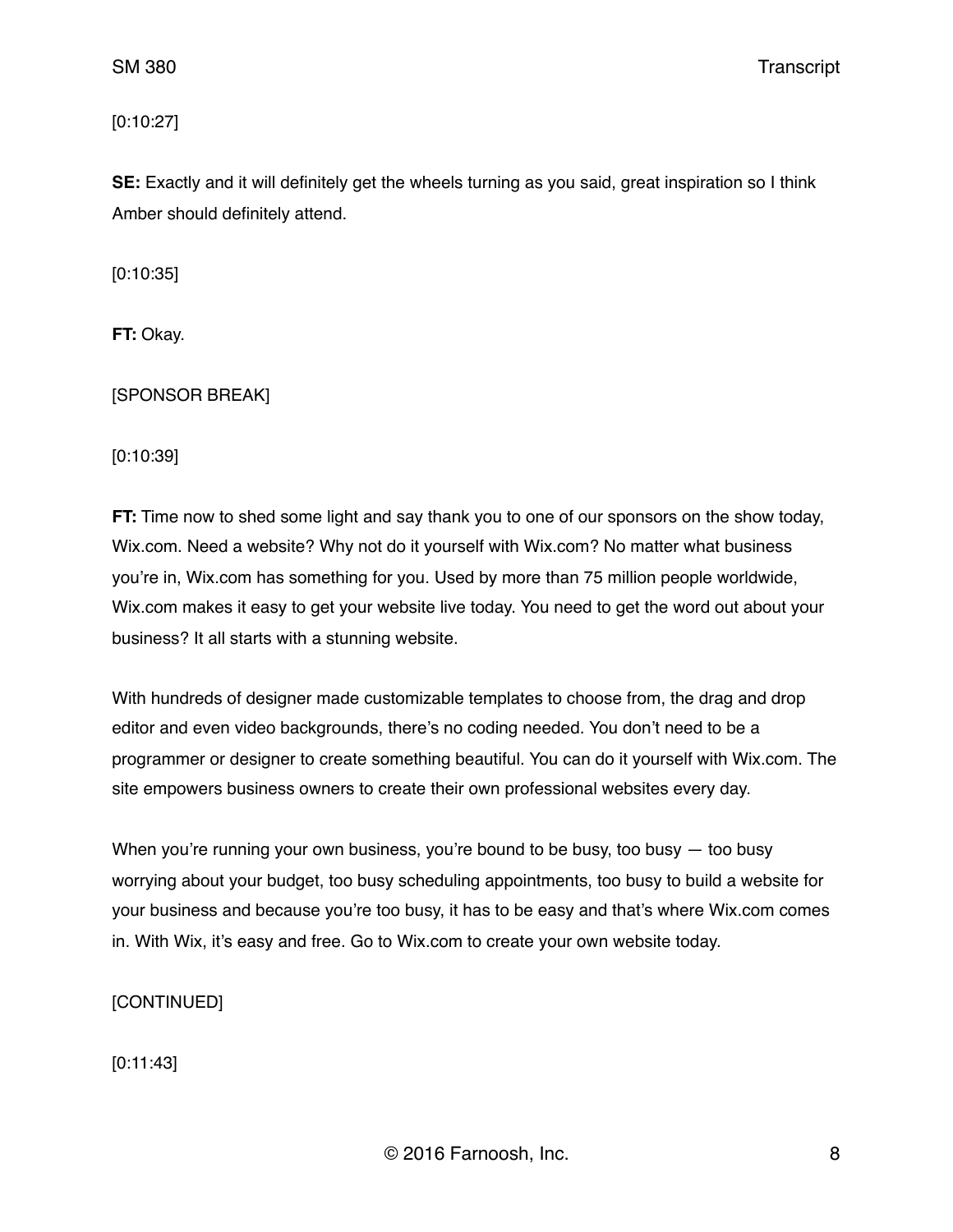[0:10:27]

**SE:** Exactly and it will definitely get the wheels turning as you said, great inspiration so I think Amber should definitely attend.

[0:10:35]

**FT:** Okay.

[SPONSOR BREAK]

[0:10:39]

**FT:** Time now to shed some light and say thank you to one of our sponsors on the show today, Wix.com. Need a website? Why not do it yourself with Wix.com? No matter what business you're in, Wix.com has something for you. Used by more than 75 million people worldwide, Wix.com makes it easy to get your website live today. You need to get the word out about your business? It all starts with a stunning website.

With hundreds of designer made customizable templates to choose from, the drag and drop editor and even video backgrounds, there's no coding needed. You don't need to be a programmer or designer to create something beautiful. You can do it yourself with Wix.com. The site empowers business owners to create their own professional websites every day.

When you're running your own business, you're bound to be busy, too busy — too busy worrying about your budget, too busy scheduling appointments, too busy to build a website for your business and because you're too busy, it has to be easy and that's where Wix.com comes in. With Wix, it's easy and free. Go to Wix.com to create your own website today.

[CONTINUED]

[0:11:43]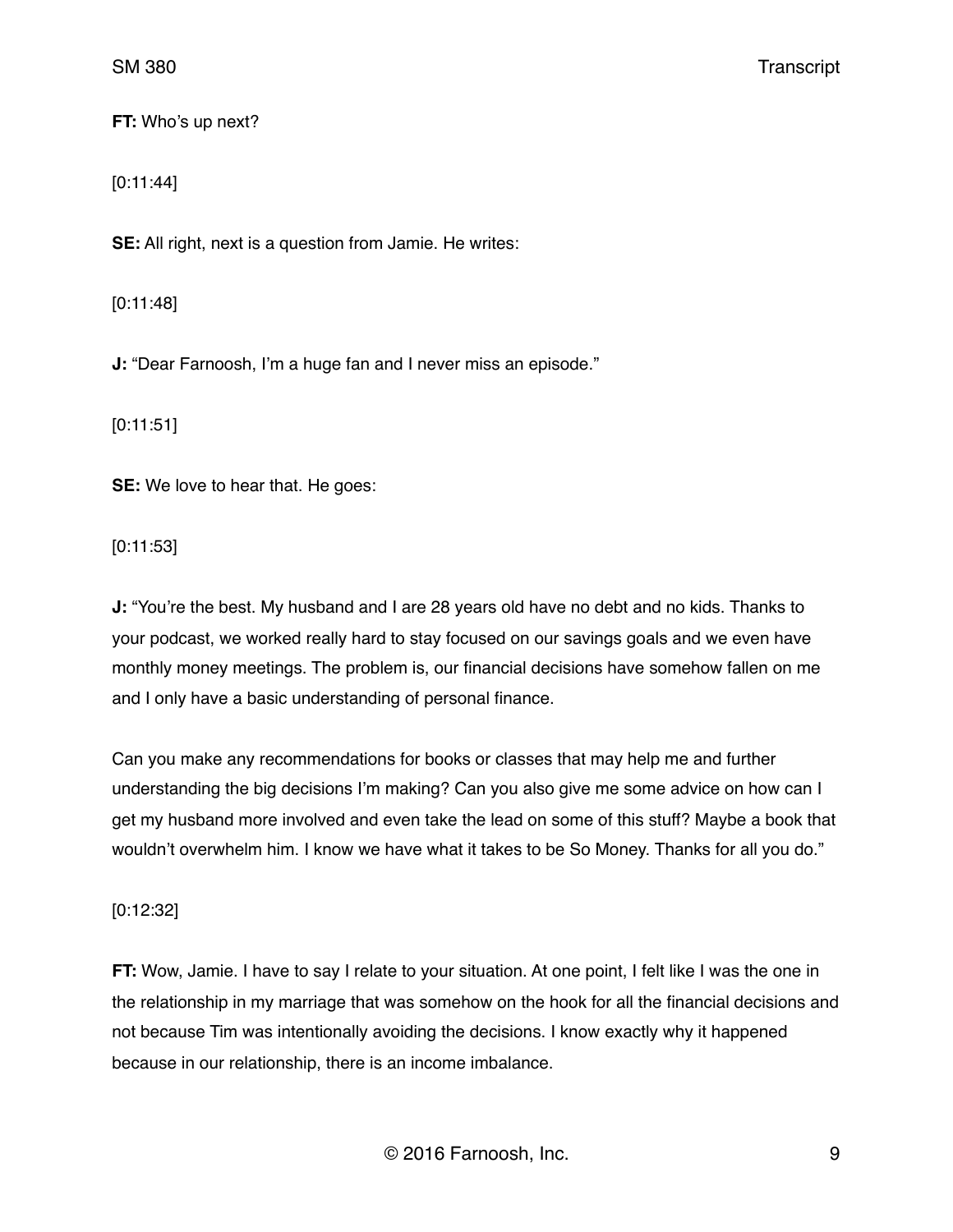**FT:** Who's up next?

[0:11:44]

**SE:** All right, next is a question from Jamie. He writes:

[0:11:48]

**J:** "Dear Farnoosh, I'm a huge fan and I never miss an episode."

[0:11:51]

**SE:** We love to hear that. He goes:

[0:11:53]

**J:** "You're the best. My husband and I are 28 years old have no debt and no kids. Thanks to your podcast, we worked really hard to stay focused on our savings goals and we even have monthly money meetings. The problem is, our financial decisions have somehow fallen on me and I only have a basic understanding of personal finance.

Can you make any recommendations for books or classes that may help me and further understanding the big decisions I'm making? Can you also give me some advice on how can I get my husband more involved and even take the lead on some of this stuff? Maybe a book that wouldn't overwhelm him. I know we have what it takes to be So Money. Thanks for all you do."

[0:12:32]

**FT:** Wow, Jamie. I have to say I relate to your situation. At one point, I felt like I was the one in the relationship in my marriage that was somehow on the hook for all the financial decisions and not because Tim was intentionally avoiding the decisions. I know exactly why it happened because in our relationship, there is an income imbalance.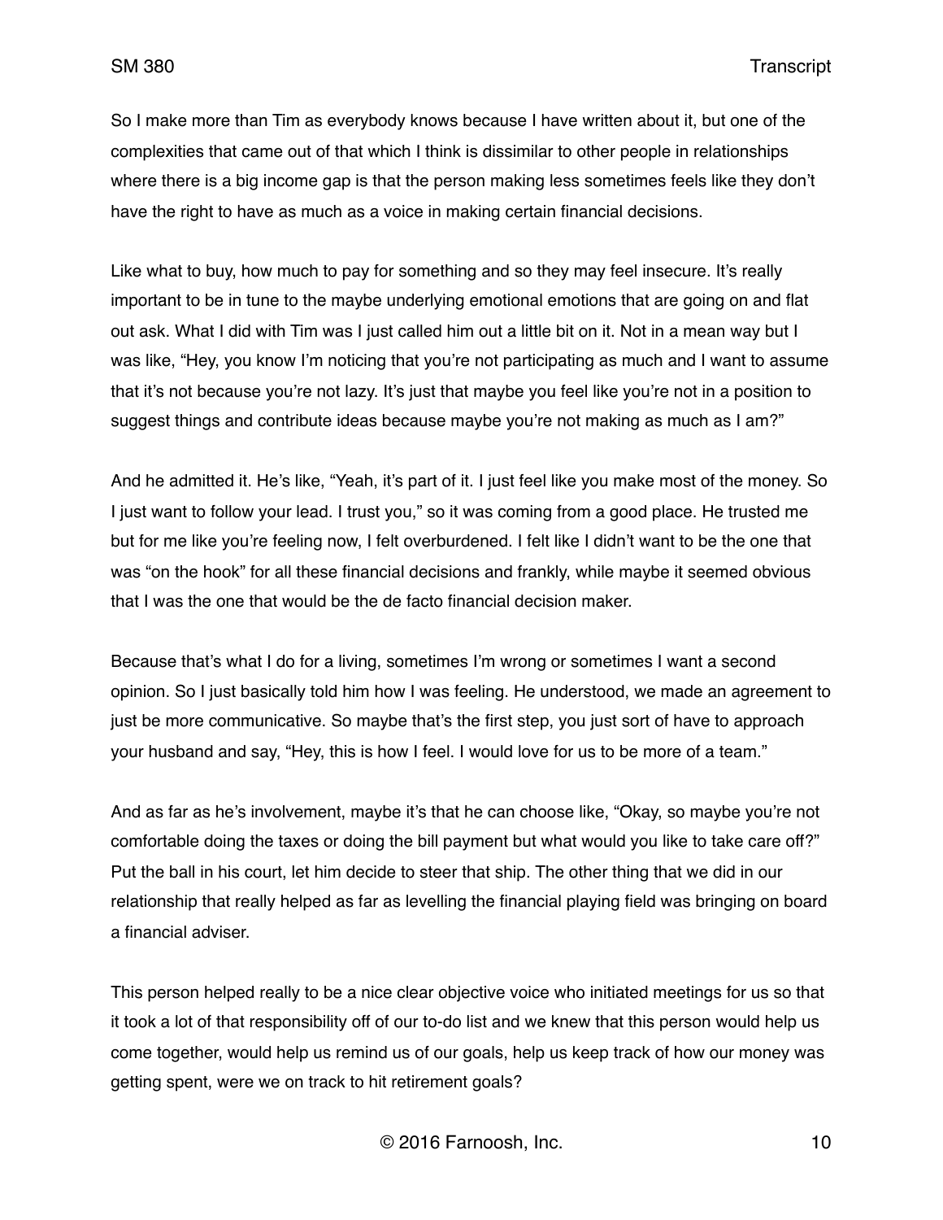So I make more than Tim as everybody knows because I have written about it, but one of the complexities that came out of that which I think is dissimilar to other people in relationships where there is a big income gap is that the person making less sometimes feels like they don't have the right to have as much as a voice in making certain financial decisions.

Like what to buy, how much to pay for something and so they may feel insecure. It's really important to be in tune to the maybe underlying emotional emotions that are going on and flat out ask. What I did with Tim was I just called him out a little bit on it. Not in a mean way but I was like, "Hey, you know I'm noticing that you're not participating as much and I want to assume that it's not because you're not lazy. It's just that maybe you feel like you're not in a position to suggest things and contribute ideas because maybe you're not making as much as I am?"

And he admitted it. He's like, "Yeah, it's part of it. I just feel like you make most of the money. So I just want to follow your lead. I trust you," so it was coming from a good place. He trusted me but for me like you're feeling now, I felt overburdened. I felt like I didn't want to be the one that was "on the hook" for all these financial decisions and frankly, while maybe it seemed obvious that I was the one that would be the de facto financial decision maker.

Because that's what I do for a living, sometimes I'm wrong or sometimes I want a second opinion. So I just basically told him how I was feeling. He understood, we made an agreement to just be more communicative. So maybe that's the first step, you just sort of have to approach your husband and say, "Hey, this is how I feel. I would love for us to be more of a team."

And as far as he's involvement, maybe it's that he can choose like, "Okay, so maybe you're not comfortable doing the taxes or doing the bill payment but what would you like to take care off?" Put the ball in his court, let him decide to steer that ship. The other thing that we did in our relationship that really helped as far as levelling the financial playing field was bringing on board a financial adviser.

This person helped really to be a nice clear objective voice who initiated meetings for us so that it took a lot of that responsibility off of our to-do list and we knew that this person would help us come together, would help us remind us of our goals, help us keep track of how our money was getting spent, were we on track to hit retirement goals?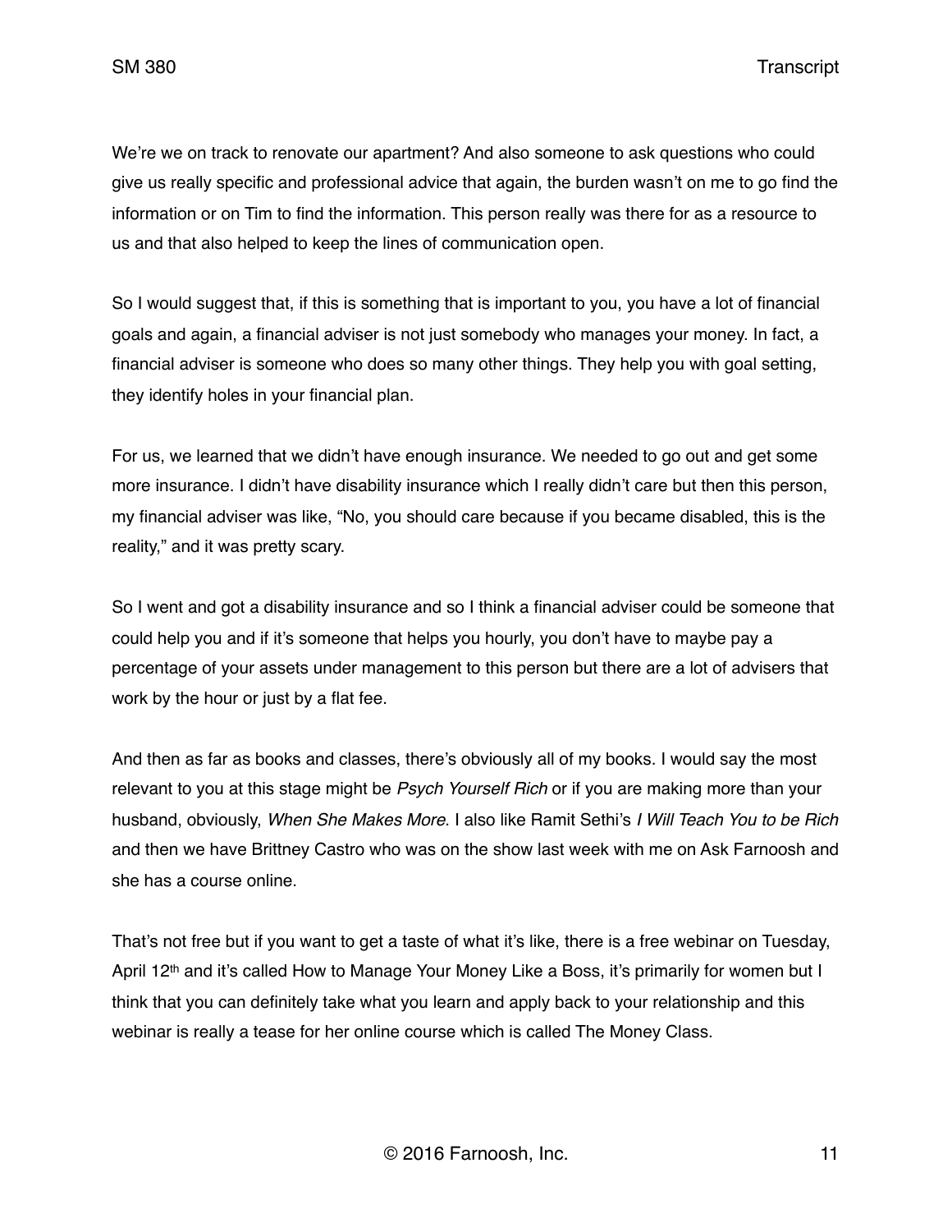We're we on track to renovate our apartment? And also someone to ask questions who could give us really specific and professional advice that again, the burden wasn't on me to go find the information or on Tim to find the information. This person really was there for as a resource to us and that also helped to keep the lines of communication open.

So I would suggest that, if this is something that is important to you, you have a lot of financial goals and again, a financial adviser is not just somebody who manages your money. In fact, a financial adviser is someone who does so many other things. They help you with goal setting, they identify holes in your financial plan.

For us, we learned that we didn't have enough insurance. We needed to go out and get some more insurance. I didn't have disability insurance which I really didn't care but then this person, my financial adviser was like, "No, you should care because if you became disabled, this is the reality," and it was pretty scary.

So I went and got a disability insurance and so I think a financial adviser could be someone that could help you and if it's someone that helps you hourly, you don't have to maybe pay a percentage of your assets under management to this person but there are a lot of advisers that work by the hour or just by a flat fee.

And then as far as books and classes, there's obviously all of my books. I would say the most relevant to you at this stage might be *Psych Yourself Rich* or if you are making more than your husband, obviously, *When She Makes More*. I also like Ramit Sethi's *I Will Teach You to be Rich* and then we have Brittney Castro who was on the show last week with me on Ask Farnoosh and she has a course online.

That's not free but if you want to get a taste of what it's like, there is a free webinar on Tuesday, April 12th and it's called How to Manage Your Money Like a Boss, it's primarily for women but I think that you can definitely take what you learn and apply back to your relationship and this webinar is really a tease for her online course which is called The Money Class.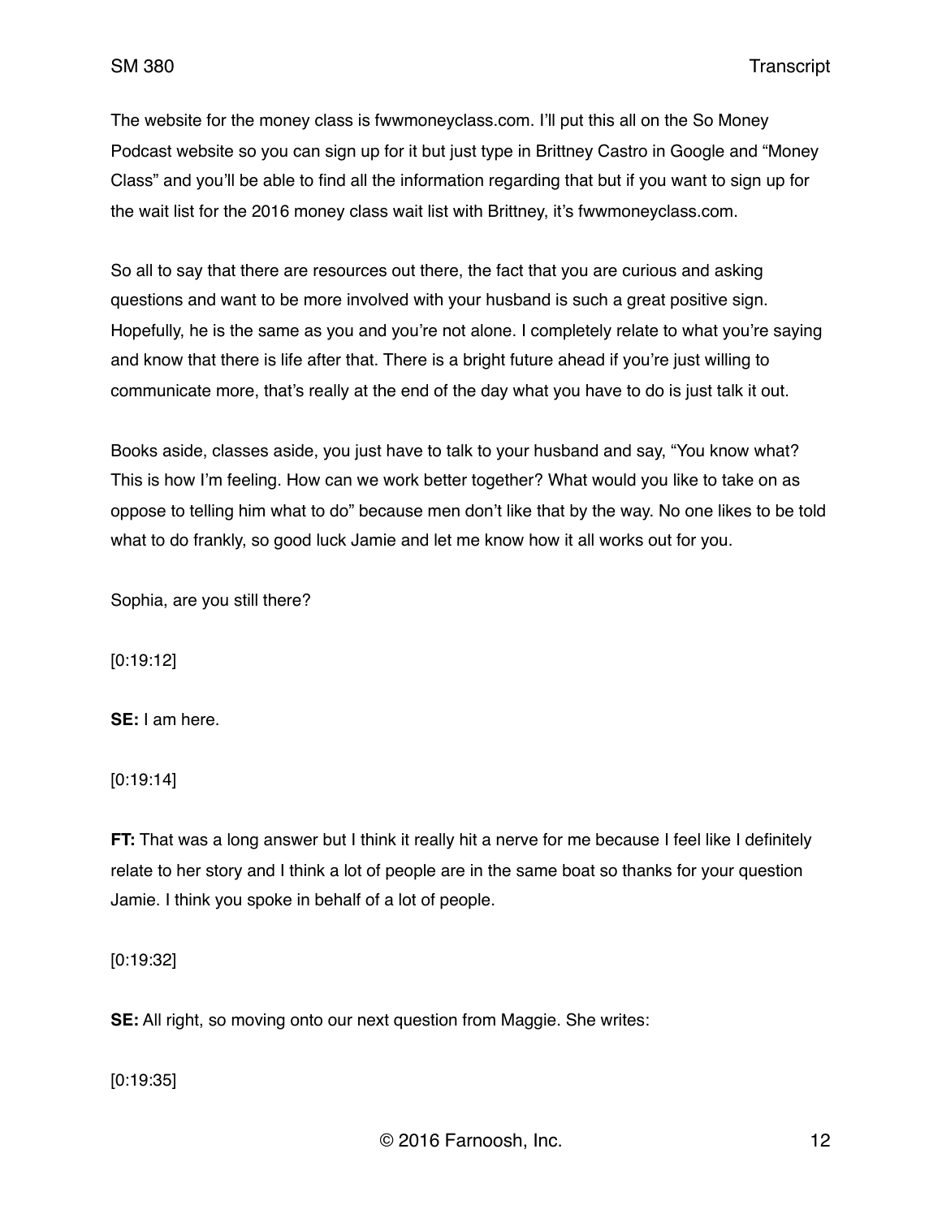The website for the money class is fwwmoneyclass.com. I'll put this all on the So Money Podcast website so you can sign up for it but just type in Brittney Castro in Google and "Money Class" and you'll be able to find all the information regarding that but if you want to sign up for the wait list for the 2016 money class wait list with Brittney, it's fwwmoneyclass.com.

So all to say that there are resources out there, the fact that you are curious and asking questions and want to be more involved with your husband is such a great positive sign. Hopefully, he is the same as you and you're not alone. I completely relate to what you're saying and know that there is life after that. There is a bright future ahead if you're just willing to communicate more, that's really at the end of the day what you have to do is just talk it out.

Books aside, classes aside, you just have to talk to your husband and say, "You know what? This is how I'm feeling. How can we work better together? What would you like to take on as oppose to telling him what to do" because men don't like that by the way. No one likes to be told what to do frankly, so good luck Jamie and let me know how it all works out for you.

Sophia, are you still there?

[0:19:12]

**SE:** I am here.

[0:19:14]

**FT:** That was a long answer but I think it really hit a nerve for me because I feel like I definitely relate to her story and I think a lot of people are in the same boat so thanks for your question Jamie. I think you spoke in behalf of a lot of people.

[0:19:32]

**SE:** All right, so moving onto our next question from Maggie. She writes:

[0:19:35]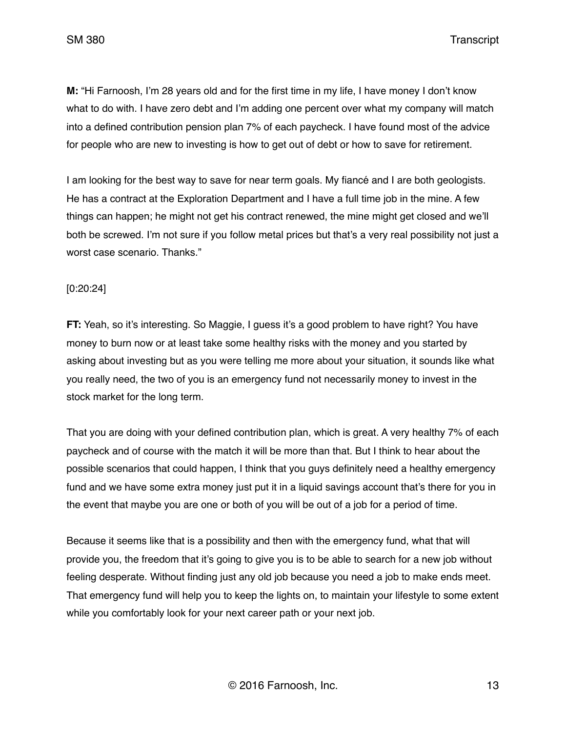**M:** "Hi Farnoosh, I'm 28 years old and for the first time in my life, I have money I don't know what to do with. I have zero debt and I'm adding one percent over what my company will match into a defined contribution pension plan 7% of each paycheck. I have found most of the advice for people who are new to investing is how to get out of debt or how to save for retirement.

I am looking for the best way to save for near term goals. My fiancé and I are both geologists. He has a contract at the Exploration Department and I have a full time job in the mine. A few things can happen; he might not get his contract renewed, the mine might get closed and we'll both be screwed. I'm not sure if you follow metal prices but that's a very real possibility not just a worst case scenario. Thanks."

[0:20:24]

**FT:** Yeah, so it's interesting. So Maggie, I guess it's a good problem to have right? You have money to burn now or at least take some healthy risks with the money and you started by asking about investing but as you were telling me more about your situation, it sounds like what you really need, the two of you is an emergency fund not necessarily money to invest in the stock market for the long term.

That you are doing with your defined contribution plan, which is great. A very healthy 7% of each paycheck and of course with the match it will be more than that. But I think to hear about the possible scenarios that could happen, I think that you guys definitely need a healthy emergency fund and we have some extra money just put it in a liquid savings account that's there for you in the event that maybe you are one or both of you will be out of a job for a period of time.

Because it seems like that is a possibility and then with the emergency fund, what that will provide you, the freedom that it's going to give you is to be able to search for a new job without feeling desperate. Without finding just any old job because you need a job to make ends meet. That emergency fund will help you to keep the lights on, to maintain your lifestyle to some extent while you comfortably look for your next career path or your next job.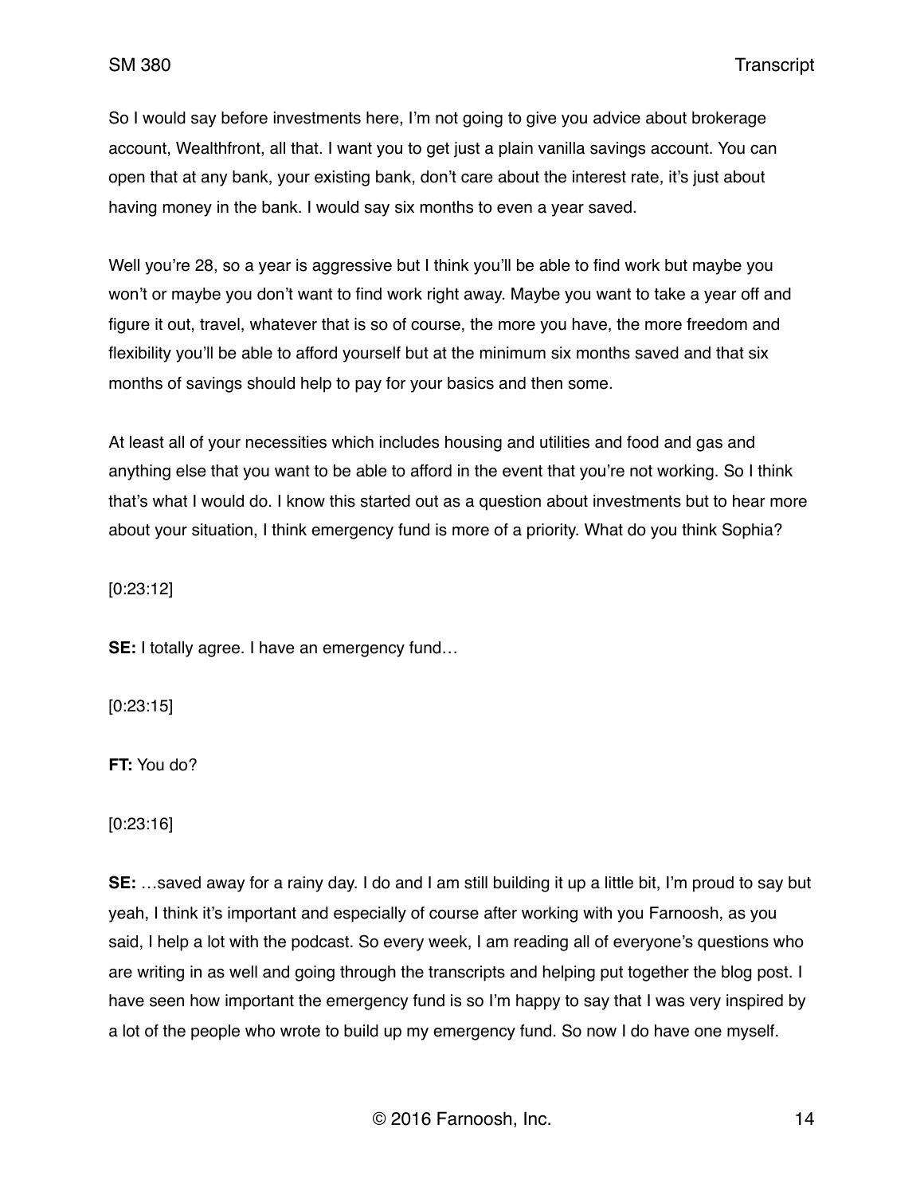So I would say before investments here, I'm not going to give you advice about brokerage account, Wealthfront, all that. I want you to get just a plain vanilla savings account. You can open that at any bank, your existing bank, don't care about the interest rate, it's just about having money in the bank. I would say six months to even a year saved.

Well you're 28, so a year is aggressive but I think you'll be able to find work but maybe you won't or maybe you don't want to find work right away. Maybe you want to take a year off and figure it out, travel, whatever that is so of course, the more you have, the more freedom and flexibility you'll be able to afford yourself but at the minimum six months saved and that six months of savings should help to pay for your basics and then some.

At least all of your necessities which includes housing and utilities and food and gas and anything else that you want to be able to afford in the event that you're not working. So I think that's what I would do. I know this started out as a question about investments but to hear more about your situation, I think emergency fund is more of a priority. What do you think Sophia?

[0:23:12]

**SE:** I totally agree. I have an emergency fund…

[0:23:15]

**FT:** You do?

[0:23:16]

**SE:** …saved away for a rainy day. I do and I am still building it up a little bit, I'm proud to say but yeah, I think it's important and especially of course after working with you Farnoosh, as you said, I help a lot with the podcast. So every week, I am reading all of everyone's questions who are writing in as well and going through the transcripts and helping put together the blog post. I have seen how important the emergency fund is so I'm happy to say that I was very inspired by a lot of the people who wrote to build up my emergency fund. So now I do have one myself.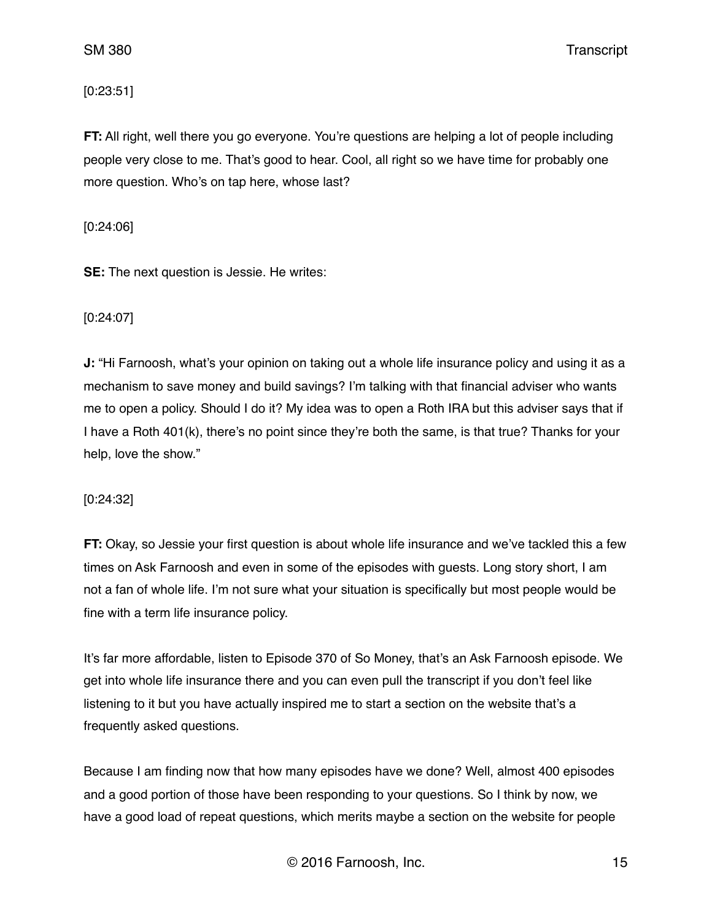[0:23:51]

**FT:** All right, well there you go everyone. You're questions are helping a lot of people including people very close to me. That's good to hear. Cool, all right so we have time for probably one more question. Who's on tap here, whose last?

[0:24:06]

**SE:** The next question is Jessie. He writes:

[0:24:07]

**J:** "Hi Farnoosh, what's your opinion on taking out a whole life insurance policy and using it as a mechanism to save money and build savings? I'm talking with that financial adviser who wants me to open a policy. Should I do it? My idea was to open a Roth IRA but this adviser says that if I have a Roth 401(k), there's no point since they're both the same, is that true? Thanks for your help, love the show."

[0:24:32]

**FT:** Okay, so Jessie your first question is about whole life insurance and we've tackled this a few times on Ask Farnoosh and even in some of the episodes with guests. Long story short, I am not a fan of whole life. I'm not sure what your situation is specifically but most people would be fine with a term life insurance policy.

It's far more affordable, listen to Episode 370 of So Money, that's an Ask Farnoosh episode. We get into whole life insurance there and you can even pull the transcript if you don't feel like listening to it but you have actually inspired me to start a section on the website that's a frequently asked questions.

Because I am finding now that how many episodes have we done? Well, almost 400 episodes and a good portion of those have been responding to your questions. So I think by now, we have a good load of repeat questions, which merits maybe a section on the website for people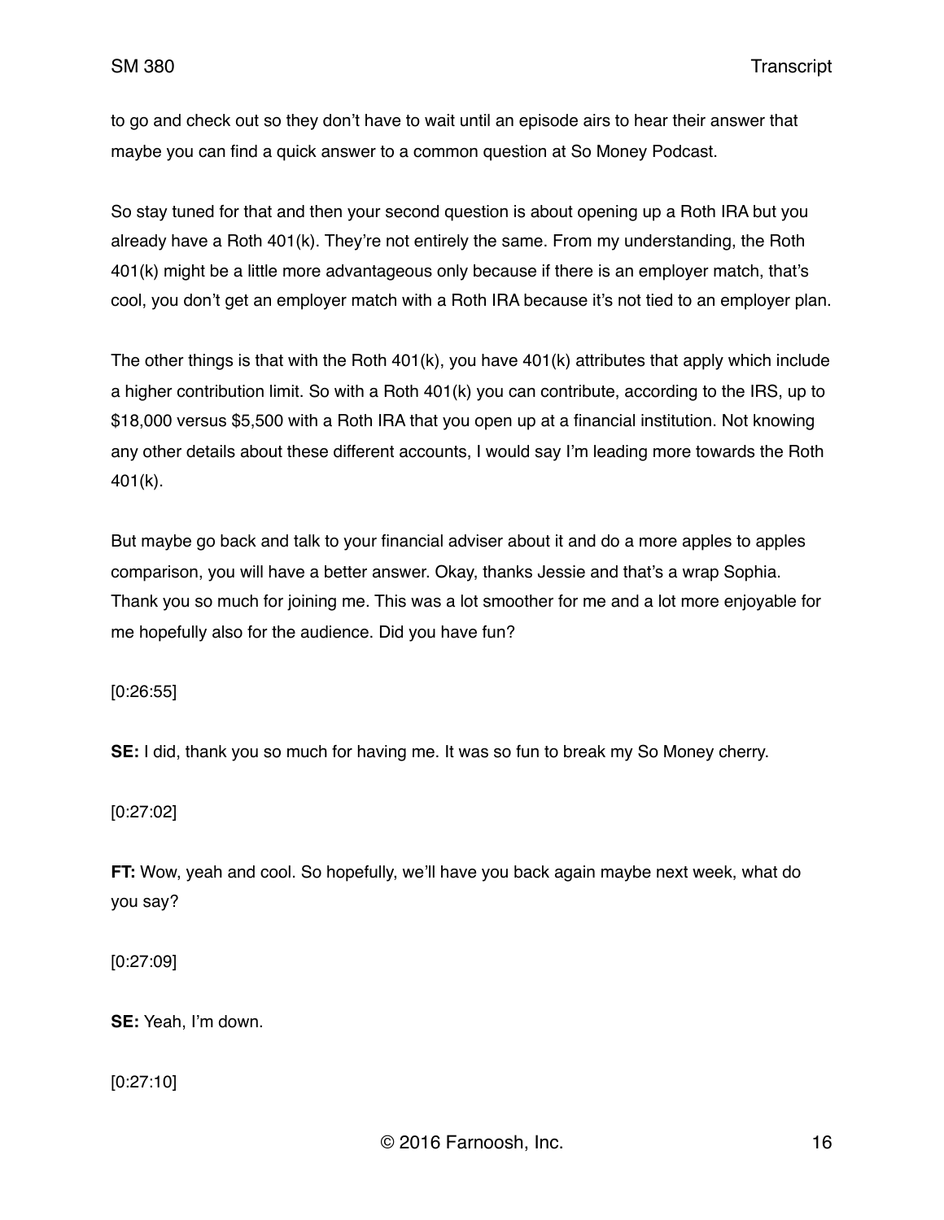to go and check out so they don't have to wait until an episode airs to hear their answer that maybe you can find a quick answer to a common question at So Money Podcast.

So stay tuned for that and then your second question is about opening up a Roth IRA but you already have a Roth 401(k). They're not entirely the same. From my understanding, the Roth 401(k) might be a little more advantageous only because if there is an employer match, that's cool, you don't get an employer match with a Roth IRA because it's not tied to an employer plan.

The other things is that with the Roth 401(k), you have 401(k) attributes that apply which include a higher contribution limit. So with a Roth 401(k) you can contribute, according to the IRS, up to $18,000 versus $5,500 with a Roth IRA that you open up at a financial institution. Not knowing any other details about these different accounts, I would say I'm leading more towards the Roth 401(k).

But maybe go back and talk to your financial adviser about it and do a more apples to apples comparison, you will have a better answer. Okay, thanks Jessie and that's a wrap Sophia. Thank you so much for joining me. This was a lot smoother for me and a lot more enjoyable for me hopefully also for the audience. Did you have fun?

[0:26:55]

**SE:** I did, thank you so much for having me. It was so fun to break my So Money cherry.

[0:27:02]

**FT:** Wow, yeah and cool. So hopefully, we'll have you back again maybe next week, what do you say?

[0:27:09]

**SE:** Yeah, I'm down.

[0:27:10]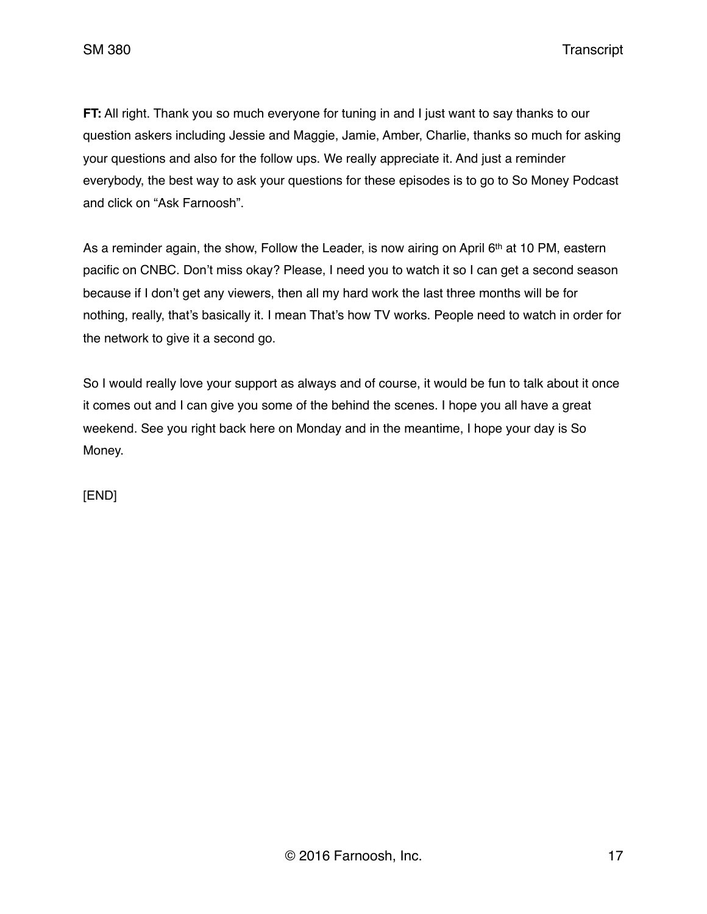**FT:** All right. Thank you so much everyone for tuning in and I just want to say thanks to our question askers including Jessie and Maggie, Jamie, Amber, Charlie, thanks so much for asking your questions and also for the follow ups. We really appreciate it. And just a reminder everybody, the best way to ask your questions for these episodes is to go to So Money Podcast and click on “Ask Farnoosh”.

As a reminder again, the show, Follow the Leader, is now airing on April 6th at 10 PM, eastern pacific on CNBC. Don’t miss okay? Please, I need you to watch it so I can get a second season because if I don’t get any viewers, then all my hard work the last three months will be for nothing, really, that’s basically it. I mean That’s how TV works. People need to watch in order for the network to give it a second go.

So I would really love your support as always and of course, it would be fun to talk about it once it comes out and I can give you some of the behind the scenes. I hope you all have a great weekend. See you right back here on Monday and in the meantime, I hope your day is So Money.

[END]